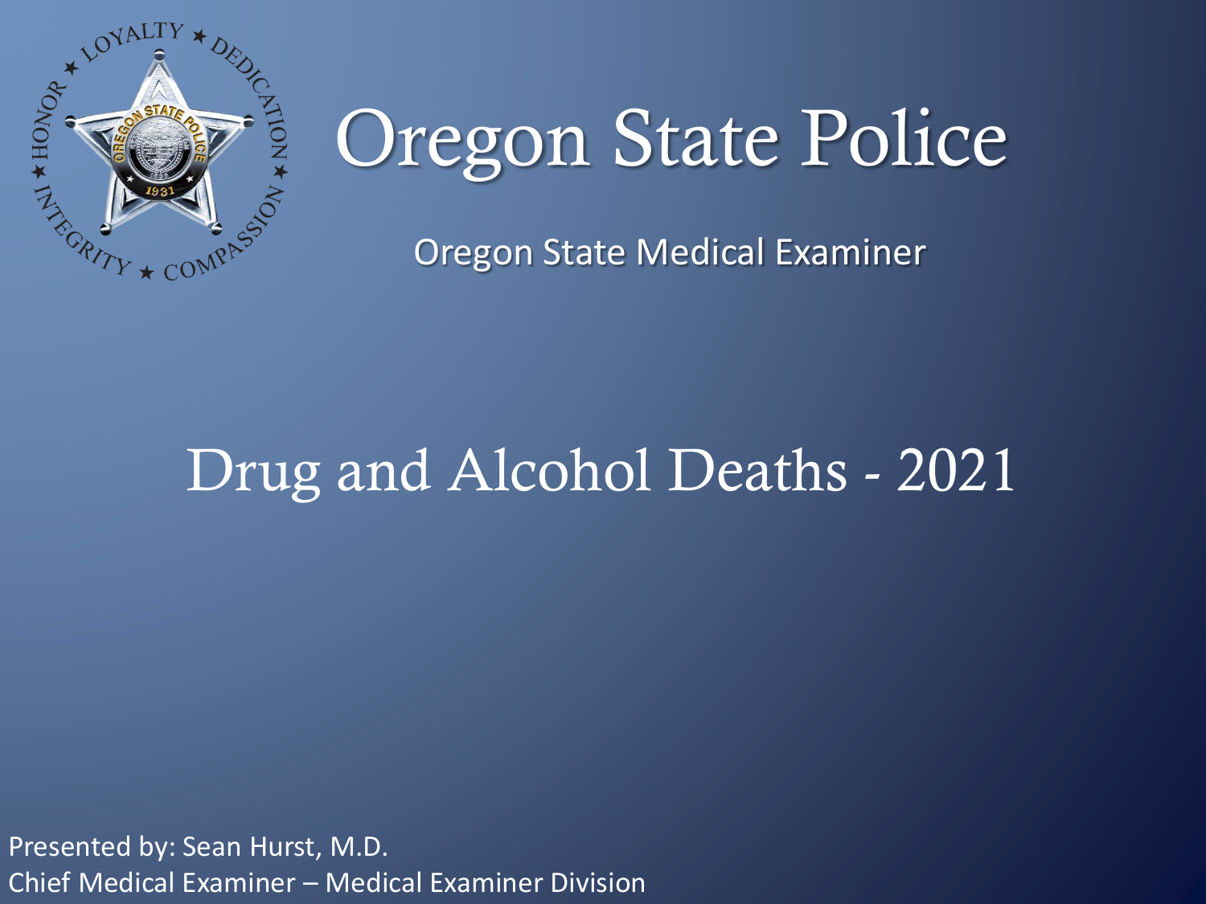# Oregon State Police

Oregon State Medical Examiner

## Drug and Alcohol Deaths - 2021

Presented by: Sean Hurst, M.D.
Chief Medical Examiner – Medical Examiner Division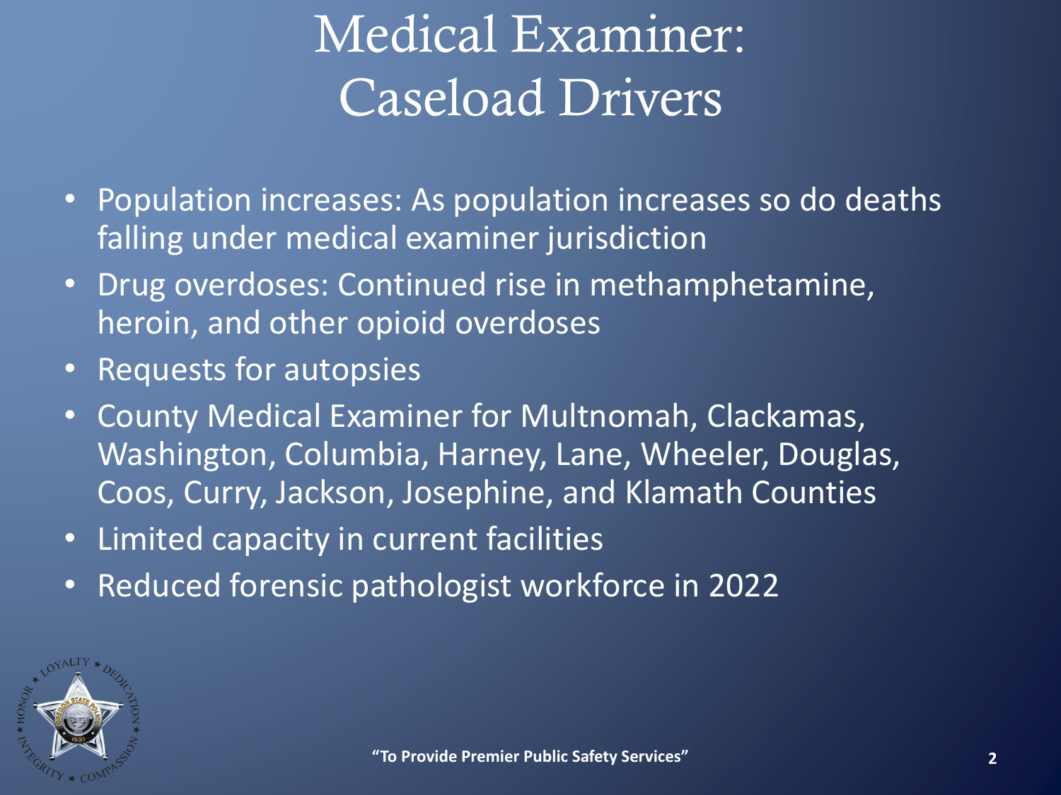# Medical Examiner: Caseload Drivers

- Population increases: As population increases so do deaths falling under medical examiner jurisdiction
- Drug overdoses: Continued rise in methamphetamine, heroin, and other opioid overdoses
- Requests for autopsies
- County Medical Examiner for Multnomah, Clackamas, Washington, Columbia, Harney, Lane, Wheeler, Douglas, Coos, Curry, Jackson, Josephine, and Klamath Counties
- Limited capacity in current facilities
- Reduced forensic pathologist workforce in 2022

**"To Provide Premier Public Safety Services"**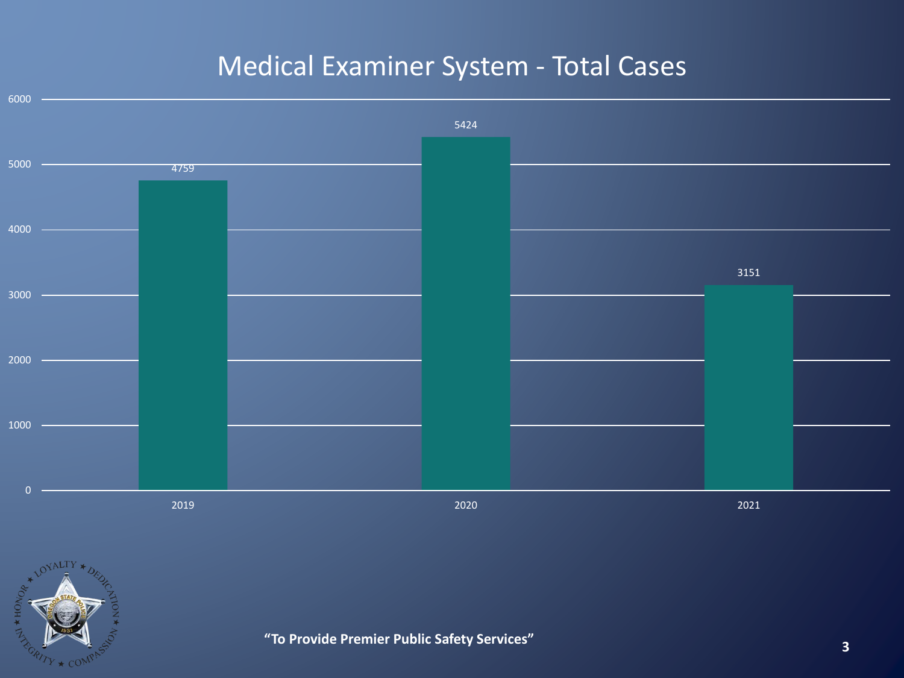# Medical Examiner System - Total Cases

| Year | Total Cases |
|---|---|
| 2019 | 4759 |
| 2020 | 5424 |
| 2021 | 3151 |

**"To Provide Premier Public Safety Services"**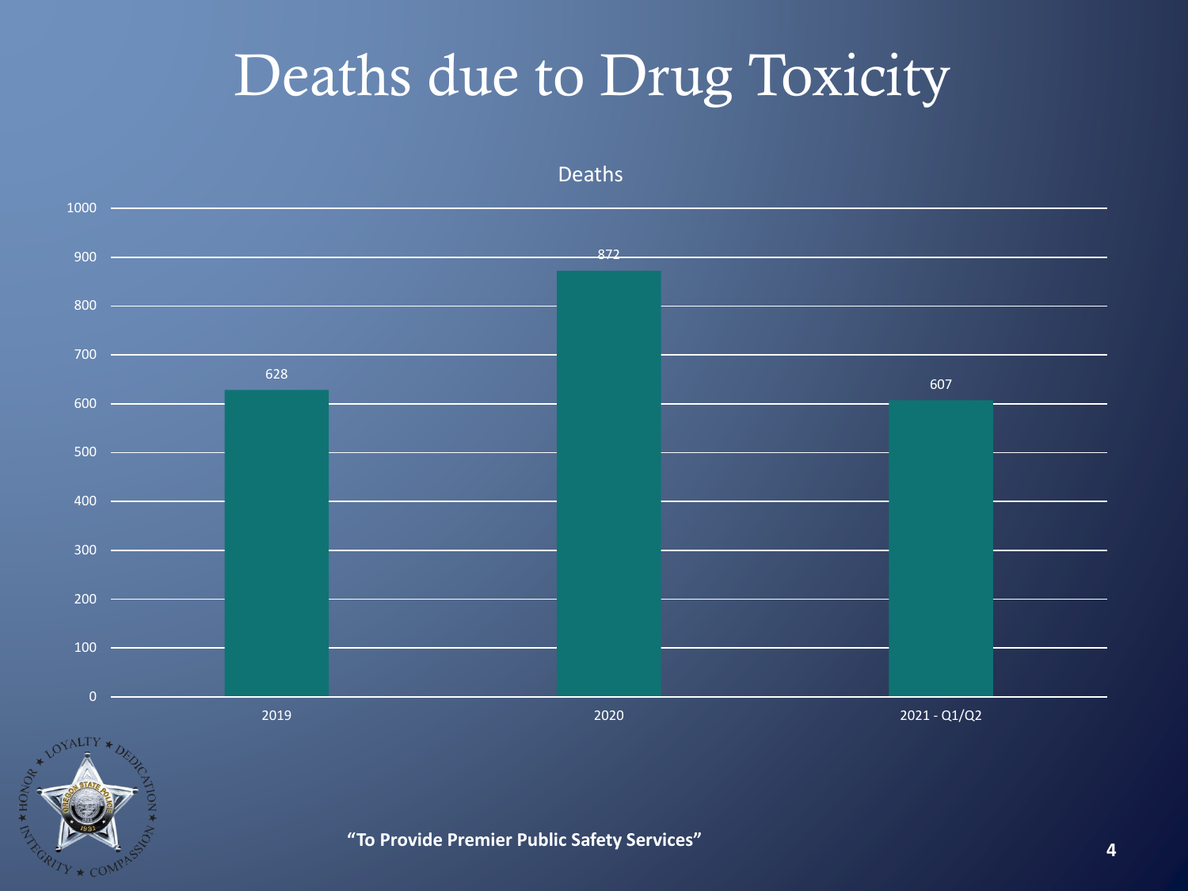# Deaths due to Drug Toxicity

Deaths

| Year | Deaths |
|---|---|
| 2019 | 628 |
| 2020 | 872 |
| 2021 - Q1/Q2 | 607 |

**"To Provide Premier Public Safety Services"**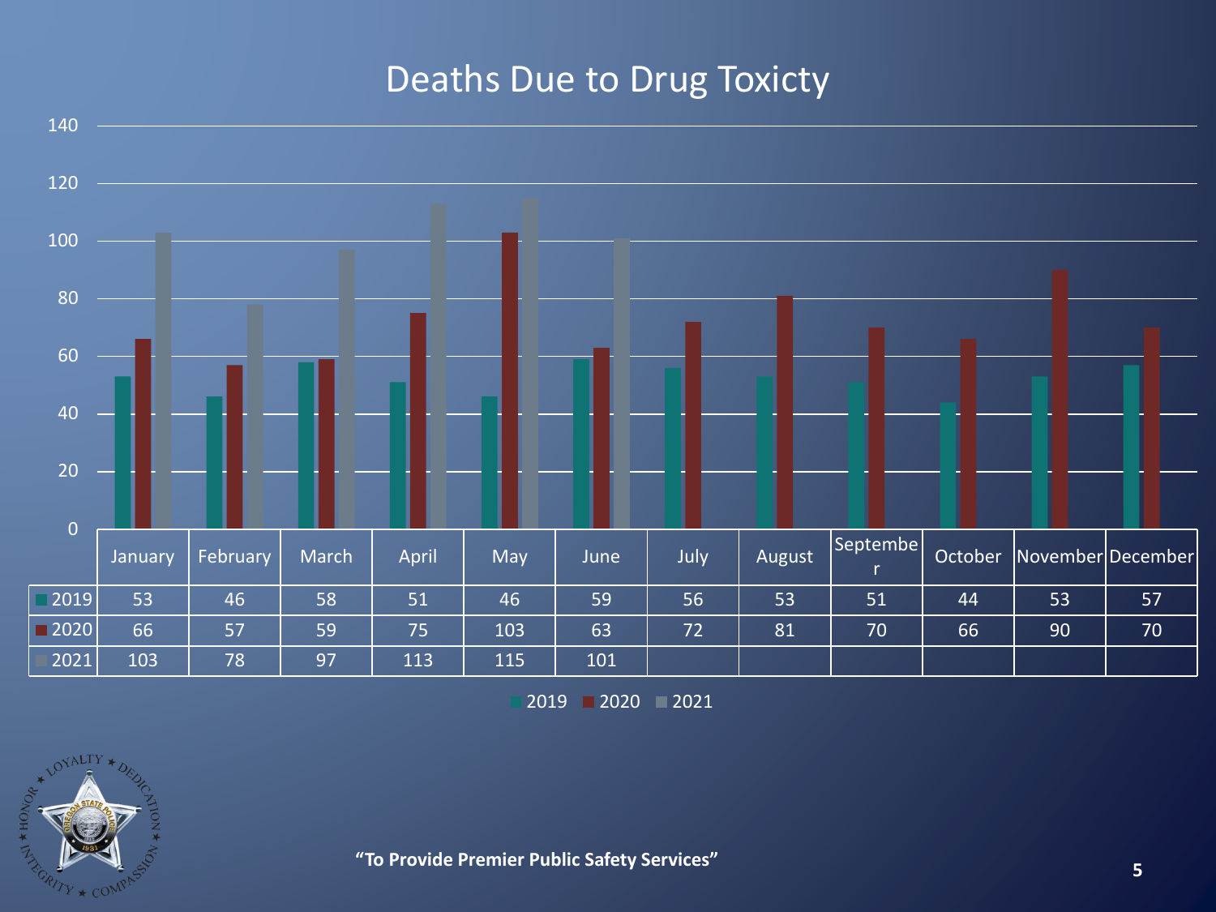# Deaths Due to Drug Toxicty

| | January | February | March | April | May | June | July | August | September | October | November | December |
|---|---|---|---|---|---|---|---|---|---|---|---|---|
| 2019 | 53 | 46 | 58 | 51 | 46 | 59 | 56 | 53 | 51 | 44 | 53 | 57 |
| 2020 | 66 | 57 | 59 | 75 | 103 | 63 | 72 | 81 | 70 | 66 | 90 | 70 |
| 2021 | 103 | 78 | 97 | 113 | 115 | 101 | | | | | | |

**"To Provide Premier Public Safety Services"**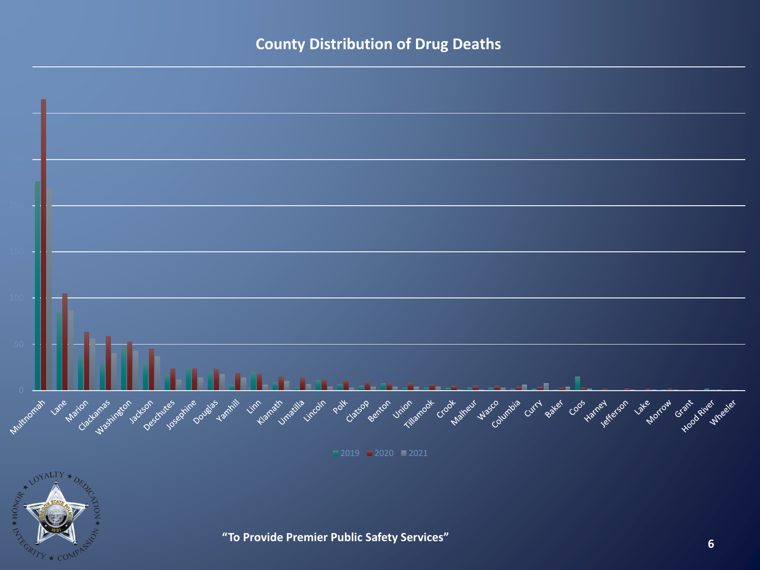## County Distribution of Drug Deaths

"To Provide Premier Public Safety Services"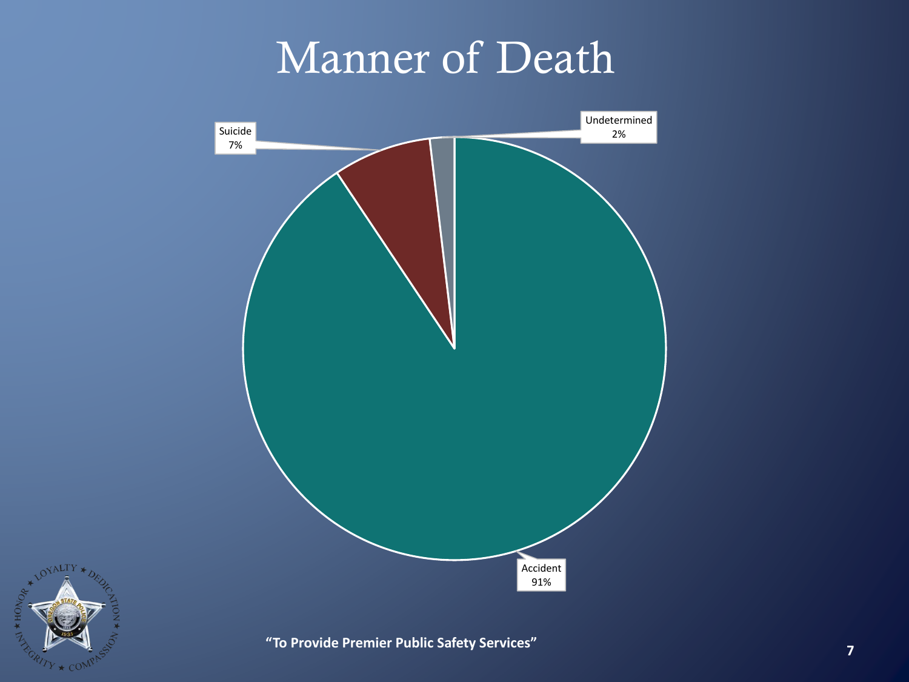# Manner of Death

Suicide 7%

Undetermined 2%

Accident 91%

**"To Provide Premier Public Safety Services"**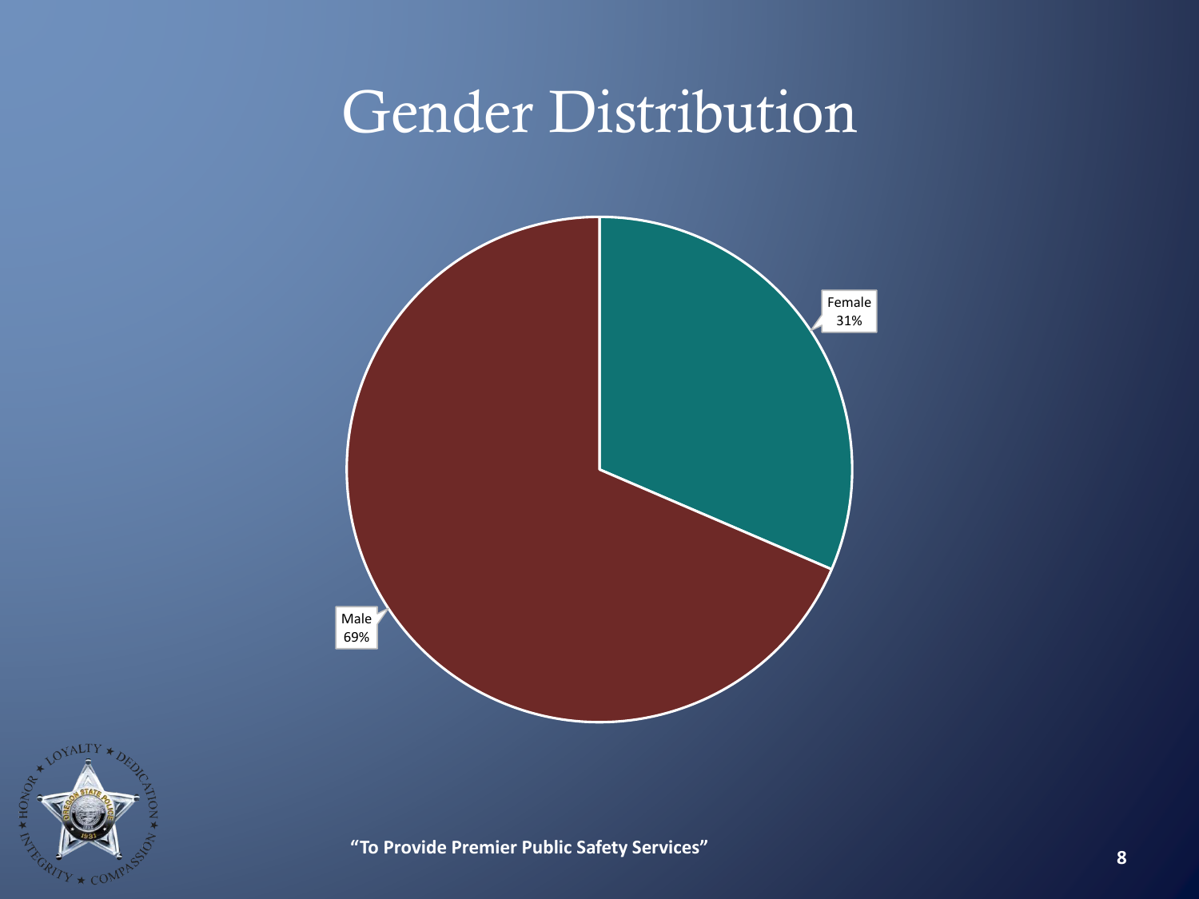# Gender Distribution

Female 31%

Male 69%

**"To Provide Premier Public Safety Services"**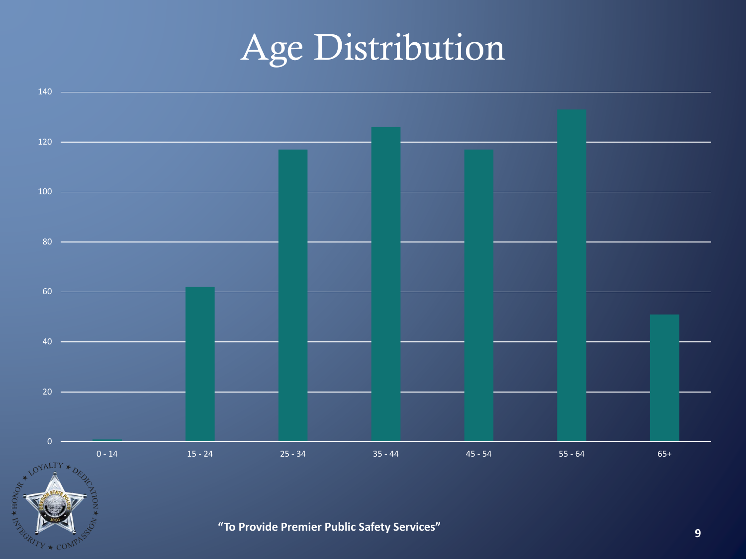# Age Distribution

| Age Group | Value |
|---|---|
| 0 - 14 | 1 |
| 15 - 24 | 62 |
| 25 - 34 | 117 |
| 35 - 44 | 126 |
| 45 - 54 | 117 |
| 55 - 64 | 133 |
| 65+ | 51 |

**"To Provide Premier Public Safety Services"**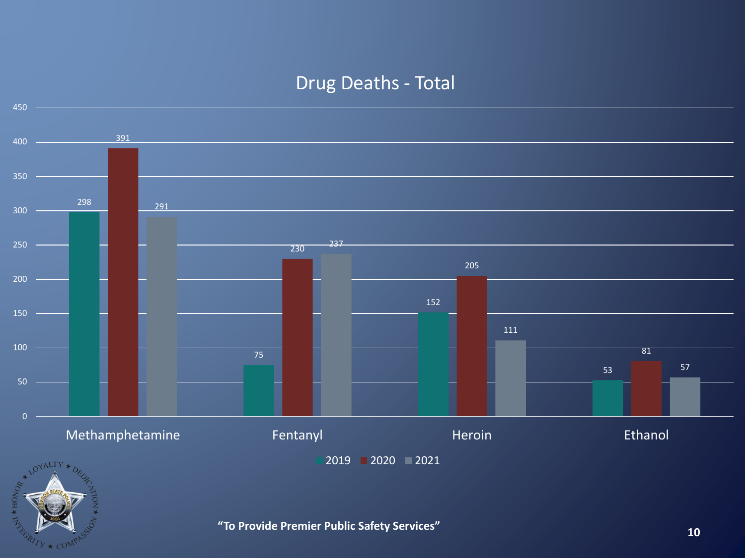# Drug Deaths - Total

| | 2019 | 2020 | 2021 |
|---|---|---|---|
| Methamphetamine | 298 | 391 | 291 |
| Fentanyl | 75 | 230 | 237 |
| Heroin | 152 | 205 | 111 |
| Ethanol | 53 | 81 | 57 |

**"To Provide Premier Public Safety Services"**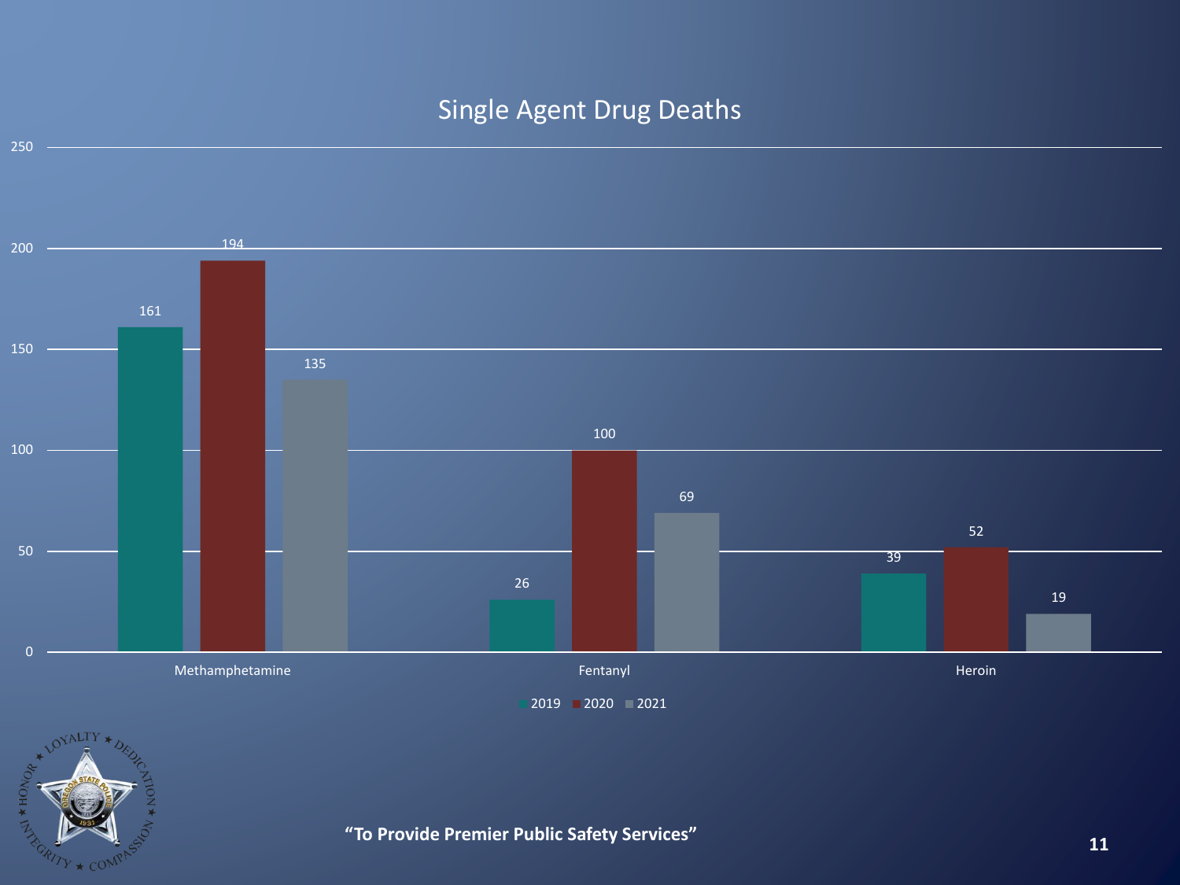## Single Agent Drug Deaths

| | 2019 | 2020 | 2021 |
|---|---|---|---|
| Methamphetamine | 161 | 194 | 135 |
| Fentanyl | 26 | 100 | 69 |
| Heroin | 39 | 52 | 19 |

**"To Provide Premier Public Safety Services"**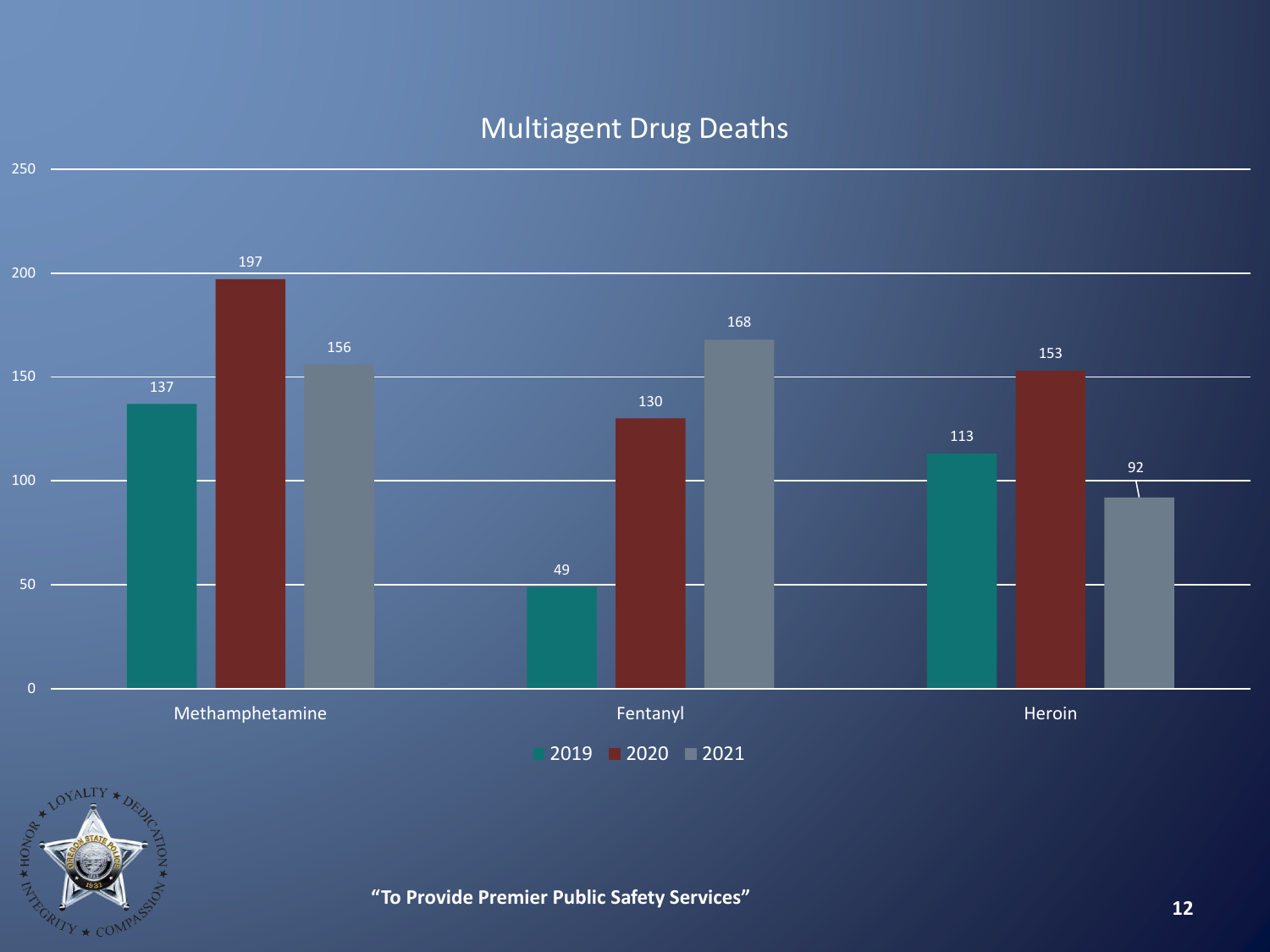## Multiagent Drug Deaths

| | 2019 | 2020 | 2021 |
|---|---|---|---|
| Methamphetamine | 137 | 197 | 156 |
| Fentanyl | 49 | 130 | 168 |
| Heroin | 113 | 153 | 92 |

**"To Provide Premier Public Safety Services"**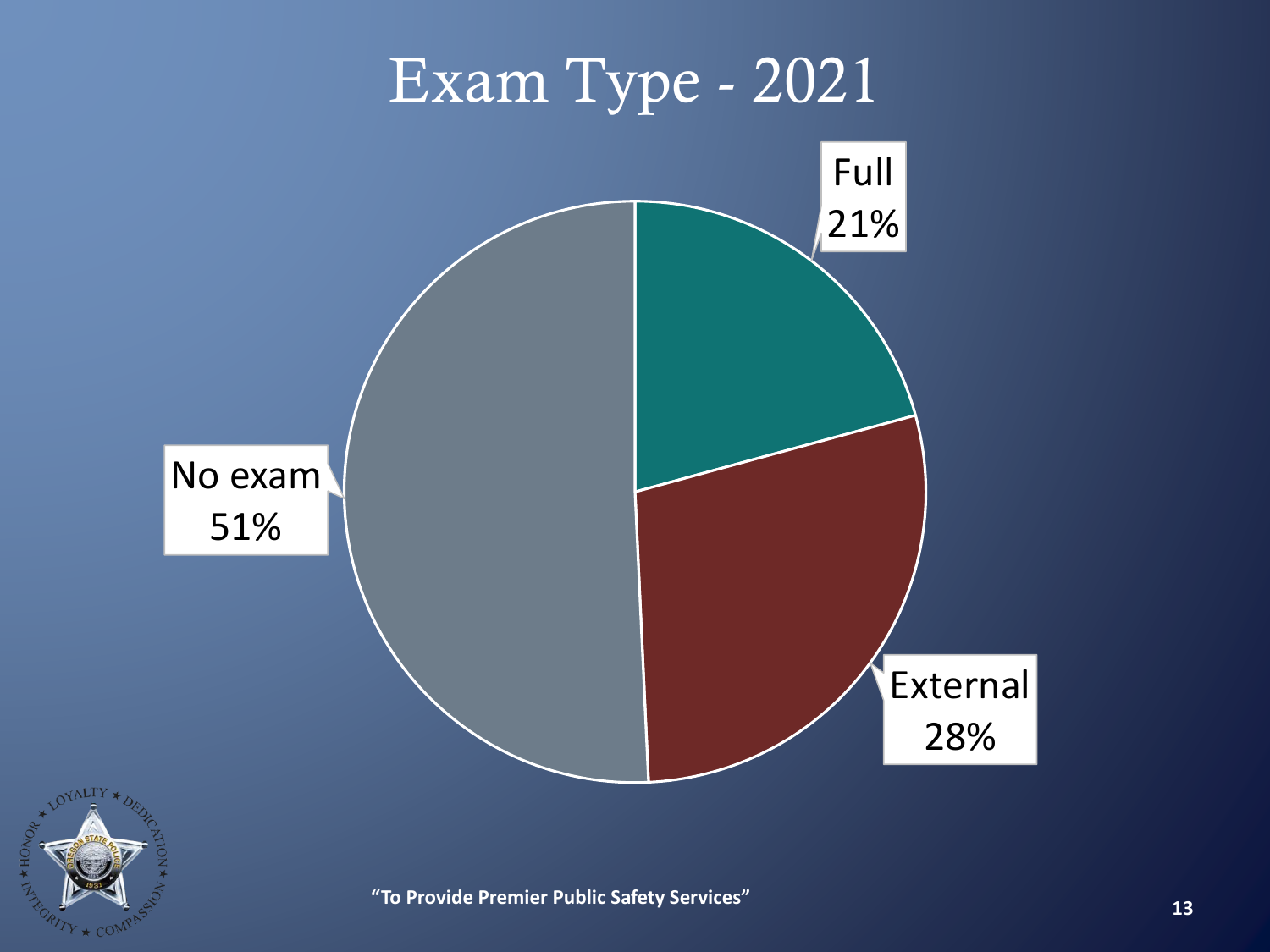# Exam Type - 2021

Full 21%

External 28%

No exam 51%

"To Provide Premier Public Safety Services"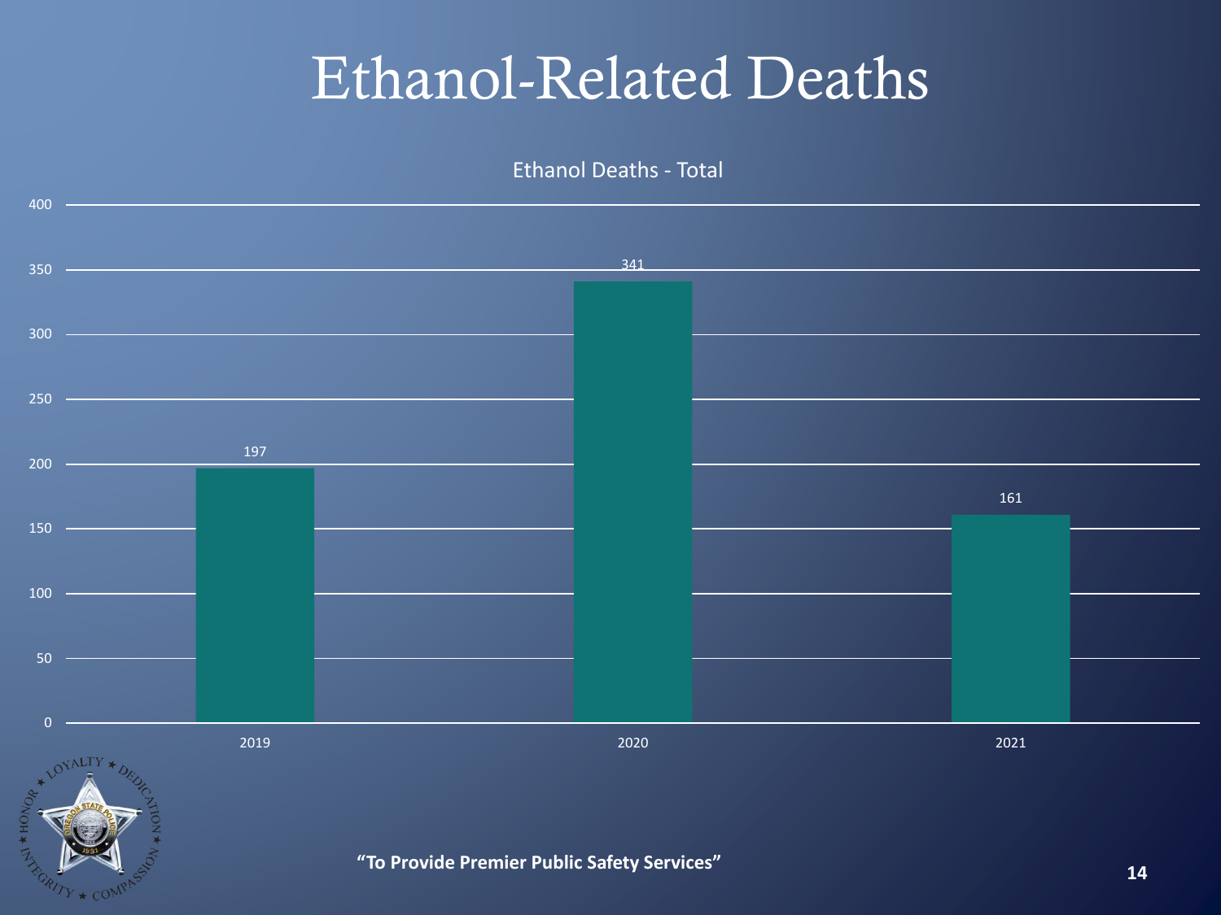# Ethanol-Related Deaths

Ethanol Deaths - Total

| Year | Deaths |
|---|---|
| 2019 | 197 |
| 2020 | 341 |
| 2021 | 161 |

**"To Provide Premier Public Safety Services"**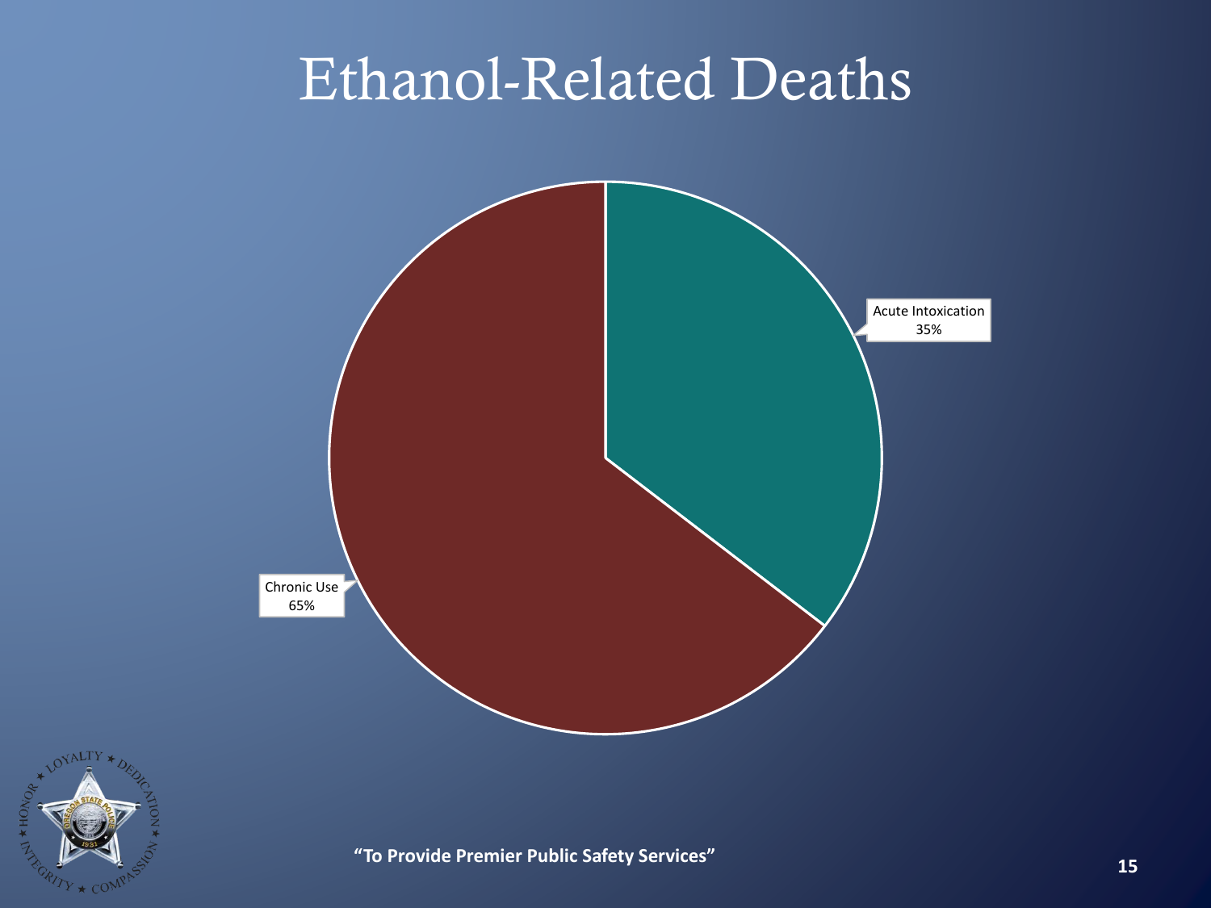# Ethanol-Related Deaths

Acute Intoxication
35%

Chronic Use
65%

"To Provide Premier Public Safety Services"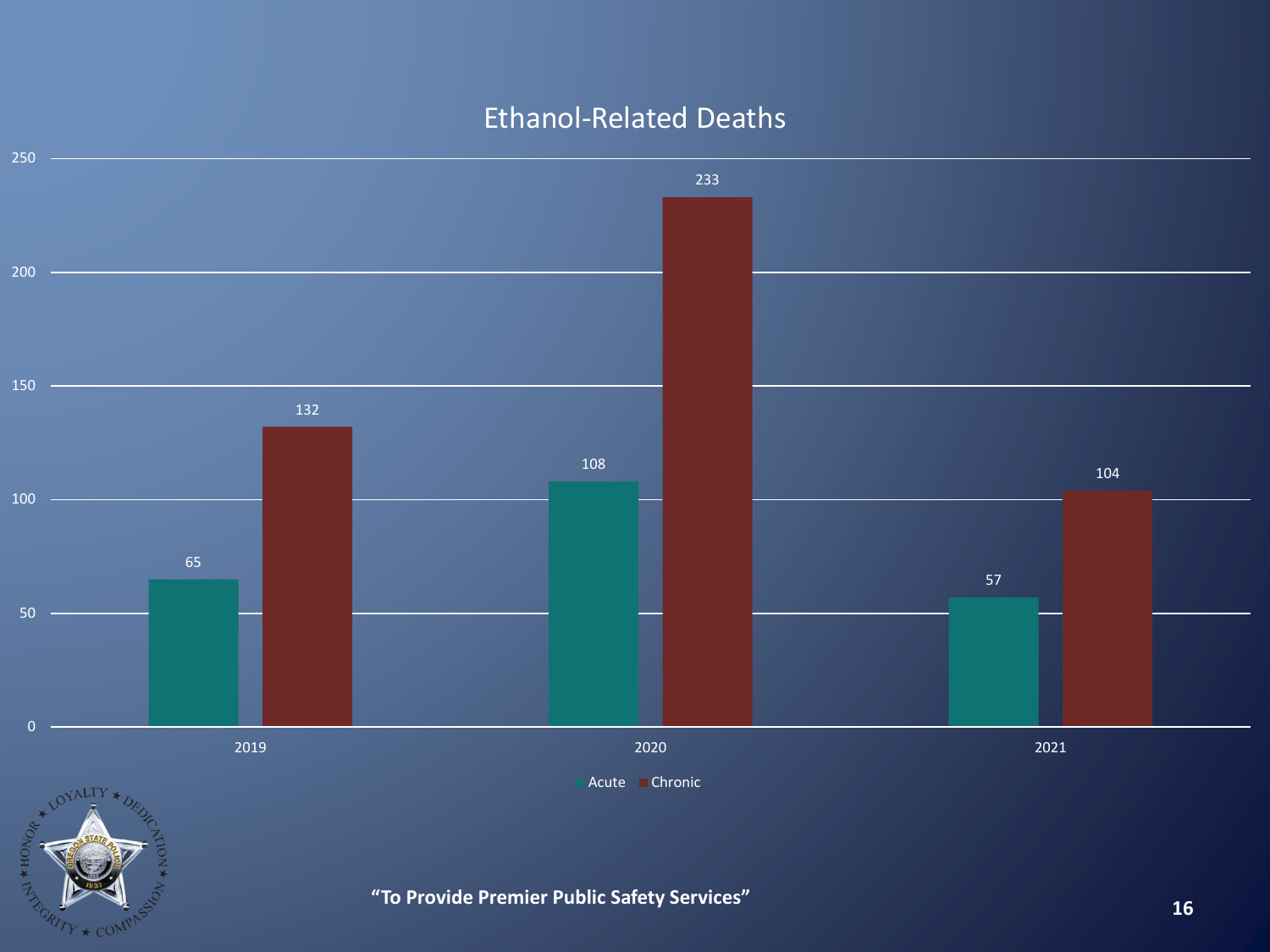## Ethanol-Related Deaths

| Year | Acute | Chronic |
|---|---|---|
| 2019 | 65 | 132 |
| 2020 | 108 | 233 |
| 2021 | 57 | 104 |

**"To Provide Premier Public Safety Services"**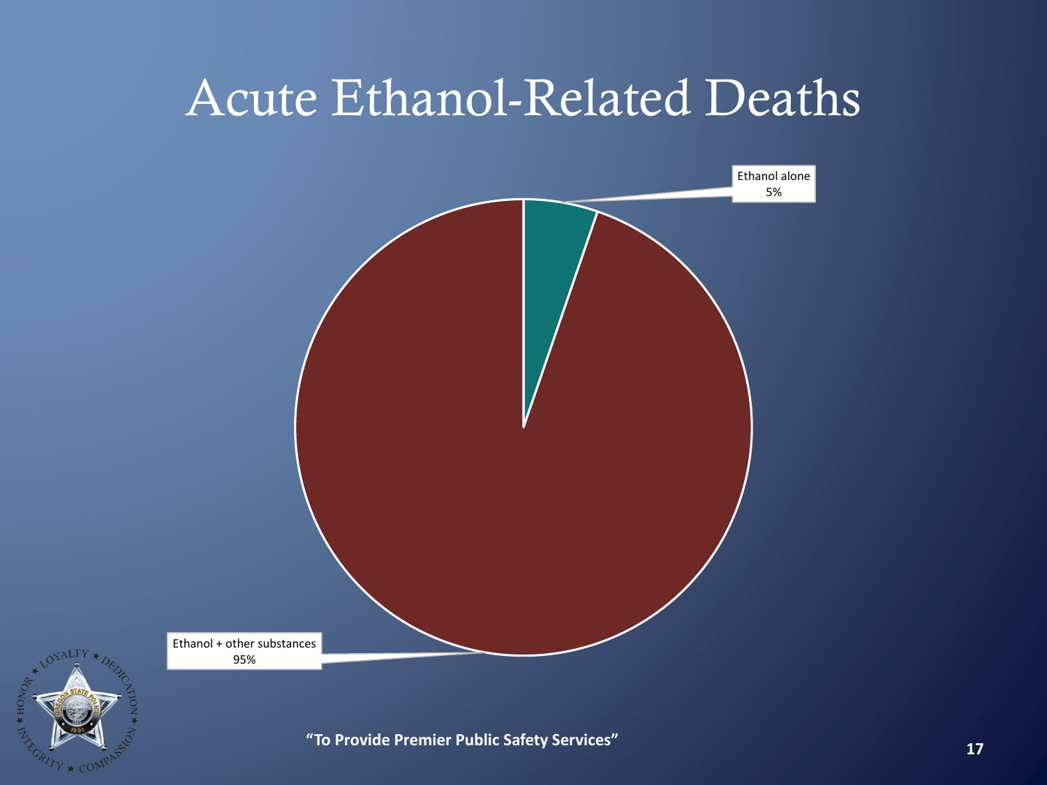# Acute Ethanol-Related Deaths

Ethanol alone
5%

Ethanol + other substances
95%

"To Provide Premier Public Safety Services"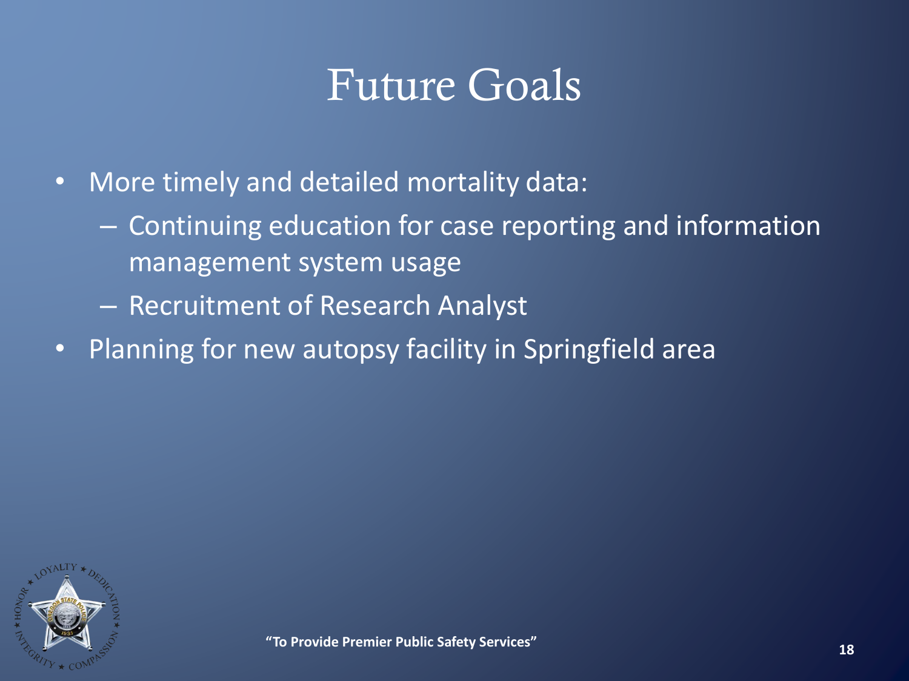# Future Goals

- More timely and detailed mortality data:
  - Continuing education for case reporting and information management system usage
  - Recruitment of Research Analyst
- Planning for new autopsy facility in Springfield area

**"To Provide Premier Public Safety Services"**